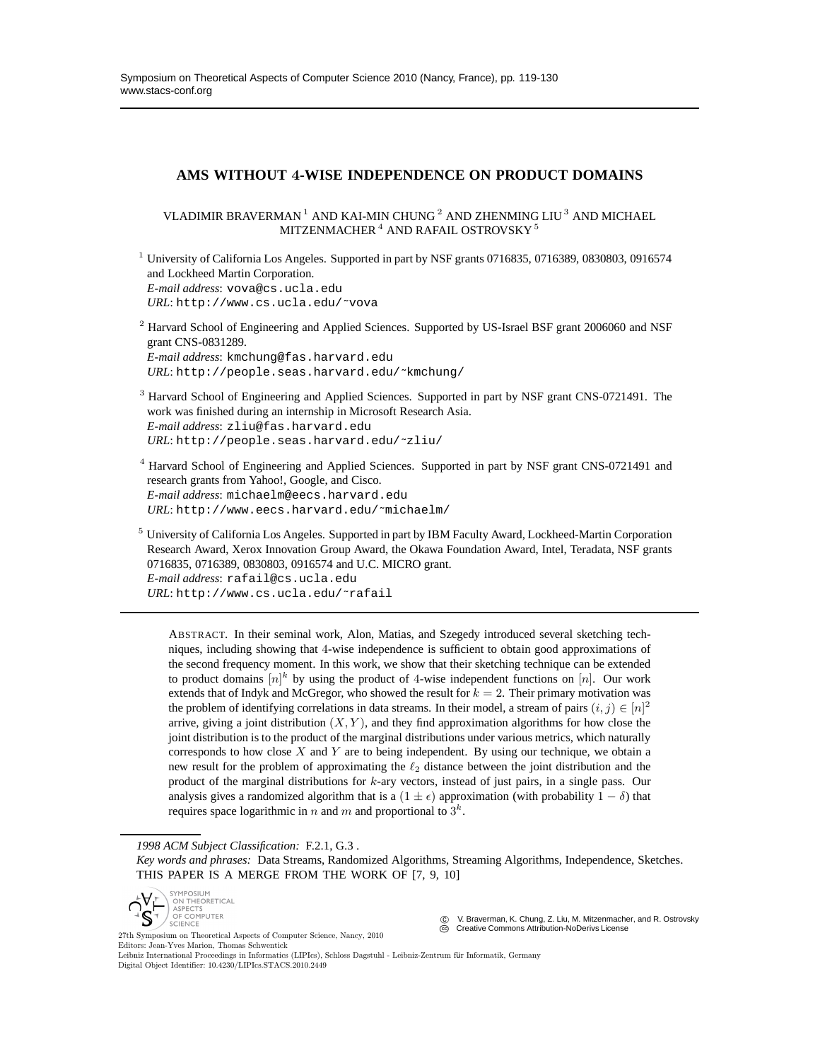# AMS WITHOUT 4-WISE INDEPENDENCE ON PRODUCT DOMAINS

VLADIMIR BRAVERMAN [1] AND KAI-MIN CHUNG [2] AND ZHENMING LIU [3] AND MICHAEL MITZENMACHER [4] AND RAFAIL OSTROVSKY [5]

[1] University of California Los Angeles. Supported in part by NSF grants 0716835, 0716389, 0830803, 0916574 and Lockheed Martin Corporation.
*E-mail address*: vova@cs.ucla.edu
*URL*: http://www.cs.ucla.edu/~vova

[2] Harvard School of Engineering and Applied Sciences. Supported by US-Israel BSF grant 2006060 and NSF grant CNS-0831289.
*E-mail address*: kmchung@fas.harvard.edu
*URL*: http://people.seas.harvard.edu/~kmchung/

[3] Harvard School of Engineering and Applied Sciences. Supported in part by NSF grant CNS-0721491. The work was finished during an internship in Microsoft Research Asia.
*E-mail address*: zliu@fas.harvard.edu
*URL*: http://people.seas.harvard.edu/~zliu/

[4] Harvard School of Engineering and Applied Sciences. Supported in part by NSF grant CNS-0721491 and research grants from Yahoo!, Google, and Cisco.
*E-mail address*: michaelm@eecs.harvard.edu
*URL*: http://www.eecs.harvard.edu/~michaelm/

[5] University of California Los Angeles. Supported in part by IBM Faculty Award, Lockheed-Martin Corporation Research Award, Xerox Innovation Group Award, the Okawa Foundation Award, Intel, Teradata, NSF grants 0716835, 0716389, 0830803, 0916574 and U.C. MICRO grant.
*E-mail address*: rafail@cs.ucla.edu
*URL*: http://www.cs.ucla.edu/~rafail

ABSTRACT. In their seminal work, Alon, Matias, and Szegedy introduced several sketching techniques, including showing that 4-wise independence is sufficient to obtain good approximations of the second frequency moment. In this work, we show that their sketching technique can be extended to product domains $[n]^k$ by using the product of 4-wise independent functions on $[n]$. Our work extends that of Indyk and McGregor, who showed the result for $k = 2$. Their primary motivation was the problem of identifying correlations in data streams. In their model, a stream of pairs $(i, j) \in [n]^2$ arrive, giving a joint distribution $(X, Y)$, and they find approximation algorithms for how close the joint distribution is to the product of the marginal distributions under various metrics, which naturally corresponds to how close $X$ and $Y$ are to being independent. By using our technique, we obtain a new result for the problem of approximating the $\ell_2$ distance between the joint distribution and the product of the marginal distributions for $k$-ary vectors, instead of just pairs, in a single pass. Our analysis gives a randomized algorithm that is a $(1 \pm \epsilon)$ approximation (with probability $1 - \delta$) that requires space logarithmic in $n$ and $m$ and proportional to $3^k$.

*1998 ACM Subject Classification:* F.2.1, G.3 .
*Key words and phrases:* Data Streams, Randomized Algorithms, Streaming Algorithms, Independence, Sketches.
THIS PAPER IS A MERGE FROM THE WORK OF [7, 9, 10]

© V. Braverman, K. Chung, Z. Liu, M. Mitzenmacher, and R. Ostrovsky
Creative Commons Attribution-NoDerivs License

27th Symposium on Theoretical Aspects of Computer Science, Nancy, 2010
Editors: Jean-Yves Marion, Thomas Schwentick
Leibniz International Proceedings in Informatics (LIPIcs), Schloss Dagstuhl - Leibniz-Zentrum für Informatik, Germany
Digital Object Identifier: 10.4230/LIPIcs.STACS.2010.2449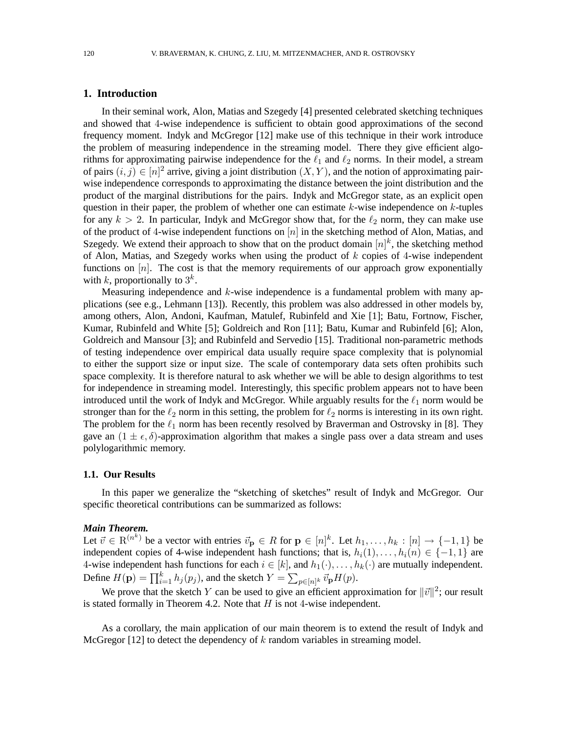## 1. Introduction

In their seminal work, Alon, Matias and Szegedy [4] presented celebrated sketching techniques and showed that $4$-wise independence is sufficient to obtain good approximations of the second frequency moment. Indyk and McGregor [12] make use of this technique in their work introduce the problem of measuring independence in the streaming model. There they give efficient algorithms for approximating pairwise independence for the $\ell_1$ and $\ell_2$ norms. In their model, a stream of pairs $(i, j) \in [n]^2$ arrive, giving a joint distribution $(X, Y)$, and the notion of approximating pairwise independence corresponds to approximating the distance between the joint distribution and the product of the marginal distributions for the pairs. Indyk and McGregor state, as an explicit open question in their paper, the problem of whether one can estimate $k$-wise independence on $k$-tuples for any $k > 2$. In particular, Indyk and McGregor show that, for the $\ell_2$ norm, they can make use of the product of $4$-wise independent functions on $[n]$ in the sketching method of Alon, Matias, and Szegedy. We extend their approach to show that on the product domain $[n]^k$, the sketching method of Alon, Matias, and Szegedy works when using the product of $k$ copies of $4$-wise independent functions on $[n]$. The cost is that the memory requirements of our approach grow exponentially with $k$, proportionally to $3^k$.

Measuring independence and $k$-wise independence is a fundamental problem with many applications (see e.g., Lehmann [13]). Recently, this problem was also addressed in other models by, among others, Alon, Andoni, Kaufman, Matulef, Rubinfeld and Xie [1]; Batu, Fortnow, Fischer, Kumar, Rubinfeld and White [5]; Goldreich and Ron [11]; Batu, Kumar and Rubinfeld [6]; Alon, Goldreich and Mansour [3]; and Rubinfeld and Servedio [15]. Traditional non-parametric methods of testing independence over empirical data usually require space complexity that is polynomial to either the support size or input size. The scale of contemporary data sets often prohibits such space complexity. It is therefore natural to ask whether we will be able to design algorithms to test for independence in streaming model. Interestingly, this specific problem appears not to have been introduced until the work of Indyk and McGregor. While arguably results for the $\ell_1$ norm would be stronger than for the $\ell_2$ norm in this setting, the problem for $\ell_2$ norms is interesting in its own right. The problem for the $\ell_1$ norm has been recently resolved by Braverman and Ostrovsky in [8]. They gave an $(1 \pm \epsilon, \delta)$-approximation algorithm that makes a single pass over a data stream and uses polylogarithmic memory.

### 1.1. Our Results

In this paper we generalize the "sketching of sketches" result of Indyk and McGregor. Our specific theoretical contributions can be summarized as follows:

***Main Theorem.***
Let $\vec{v} \in \mathrm{R}^{(n^k)}$ be a vector with entries $\vec{v}_{\mathbf{p}} \in R$ for $\mathbf{p} \in [n]^k$. Let $h_1, \ldots, h_k : [n] \to \{-1, 1\}$ be independent copies of 4-wise independent hash functions; that is, $h_i(1), \ldots, h_i(n) \in \{-1, 1\}$ are $4$-wise independent hash functions for each $i \in [k]$, and $h_1(\cdot), \ldots, h_k(\cdot)$ are mutually independent. Define $H(\mathbf{p}) = \prod_{i=1}^{k} h_j(p_j)$, and the sketch $Y = \sum_{p \in [n]^k} \vec{v}_{\mathbf{p}} H(p)$.

We prove that the sketch $Y$ can be used to give an efficient approximation for $\|\vec{v}\|^2$; our result is stated formally in Theorem 4.2. Note that $H$ is not $4$-wise independent.

As a corollary, the main application of our main theorem is to extend the result of Indyk and McGregor [12] to detect the dependency of $k$ random variables in streaming model.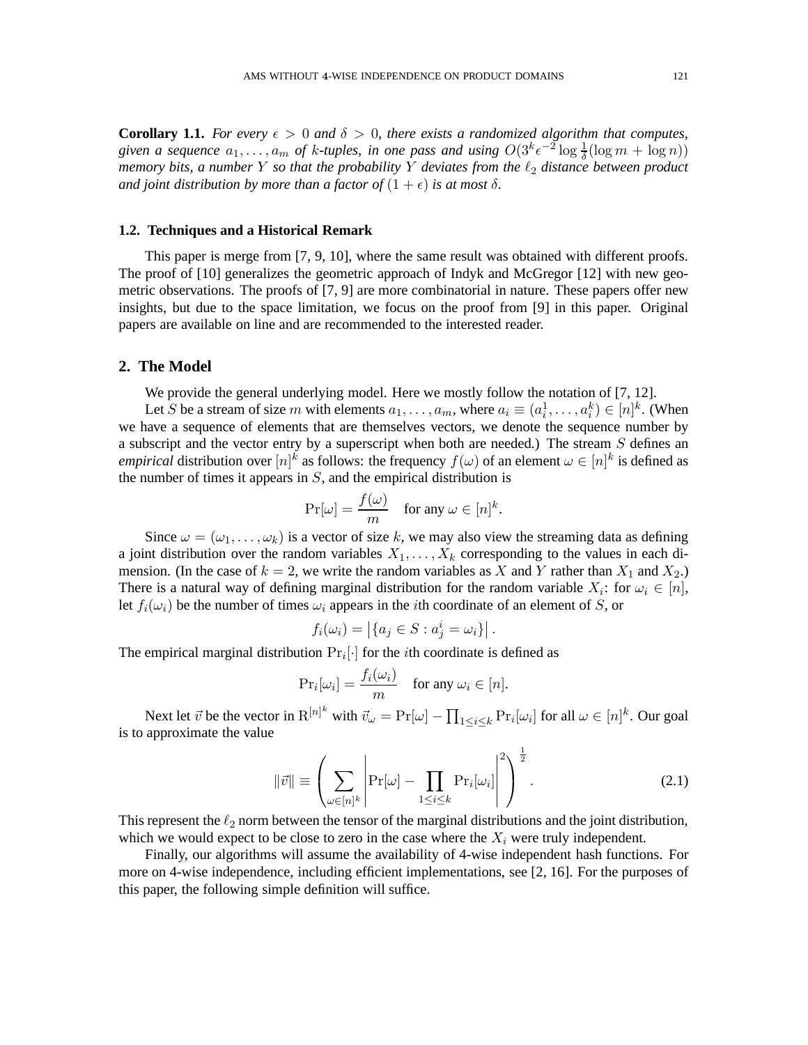**Corollary 1.1.** *For every $\epsilon > 0$ and $\delta > 0$, there exists a randomized algorithm that computes, given a sequence $a_1, \ldots, a_m$ of $k$-tuples, in one pass and using $O(3^k \epsilon^{-2} \log \frac{1}{\delta}(\log m + \log n))$ memory bits, a number $Y$ so that the probability $Y$ deviates from the $\ell_2$ distance between product and joint distribution by more than a factor of $(1+\epsilon)$ is at most $\delta$.*

### 1.2. Techniques and a Historical Remark

This paper is merge from [7, 9, 10], where the same result was obtained with different proofs. The proof of [10] generalizes the geometric approach of Indyk and McGregor [12] with new geometric observations. The proofs of [7, 9] are more combinatorial in nature. These papers offer new insights, but due to the space limitation, we focus on the proof from [9] in this paper. Original papers are available on line and are recommended to the interested reader.

## 2. The Model

We provide the general underlying model. Here we mostly follow the notation of [7, 12].

Let $S$ be a stream of size $m$ with elements $a_1, \ldots, a_m$, where $a_i \equiv (a_i^1, \ldots, a_i^k) \in [n]^k$. (When we have a sequence of elements that are themselves vectors, we denote the sequence number by a subscript and the vector entry by a superscript when both are needed.) The stream $S$ defines an *empirical* distribution over $[n]^k$ as follows: the frequency $f(\omega)$ of an element $\omega \in [n]^k$ is defined as the number of times it appears in $S$, and the empirical distribution is

$$\Pr[\omega] = \frac{f(\omega)}{m} \quad \text{for any } \omega \in [n]^k.$$

Since $\omega = (\omega_1, \ldots, \omega_k)$ is a vector of size $k$, we may also view the streaming data as defining a joint distribution over the random variables $X_1, \ldots, X_k$ corresponding to the values in each dimension. (In the case of $k = 2$, we write the random variables as $X$ and $Y$ rather than $X_1$ and $X_2$.) There is a natural way of defining marginal distribution for the random variable $X_i$: for $\omega_i \in [n]$, let $f_i(\omega_i)$ be the number of times $\omega_i$ appears in the $i$th coordinate of an element of $S$, or

$$f_i(\omega_i) = \left|\{a_j \in S : a_j^i = \omega_i\}\right|.$$

The empirical marginal distribution $\Pr_i[\cdot]$ for the $i$th coordinate is defined as

$$\Pr_i[\omega_i] = \frac{f_i(\omega_i)}{m} \quad \text{for any } \omega_i \in [n].$$

Next let $\vec{v}$ be the vector in $\mathrm{R}^{[n]^k}$ with $\vec{v}_\omega = \Pr[\omega] - \prod_{1 \le i \le k} \Pr_i[\omega_i]$ for all $\omega \in [n]^k$. Our goal is to approximate the value

$$\|\vec{v}\| \equiv \left( \sum_{\omega \in [n]^k} \left| \Pr[\omega] - \prod_{1 \le i \le k} \Pr_i[\omega_i] \right|^2 \right)^{\frac{1}{2}}. \tag{2.1}$$

This represent the $\ell_2$ norm between the tensor of the marginal distributions and the joint distribution, which we would expect to be close to zero in the case where the $X_i$ were truly independent.

Finally, our algorithms will assume the availability of 4-wise independent hash functions. For more on 4-wise independence, including efficient implementations, see [2, 16]. For the purposes of this paper, the following simple definition will suffice.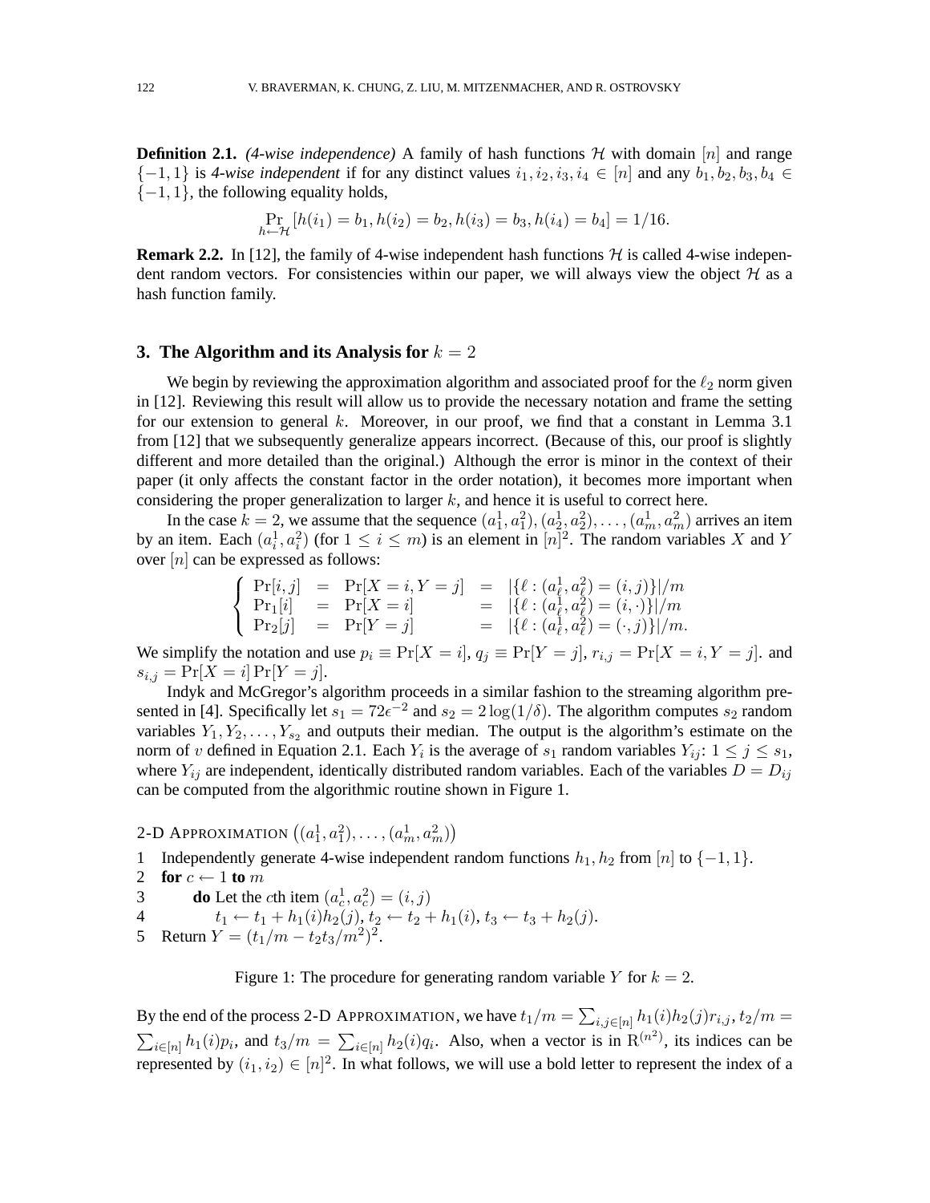**Definition 2.1.** *(4-wise independence)* A family of hash functions $\mathcal{H}$ with domain $[n]$ and range $\{-1, 1\}$ is *4-wise independent* if for any distinct values $i_1, i_2, i_3, i_4 \in [n]$ and any $b_1, b_2, b_3, b_4 \in \{-1, 1\}$, the following equality holds,

$$\Pr_{h \leftarrow \mathcal{H}}[h(i_1) = b_1, h(i_2) = b_2, h(i_3) = b_3, h(i_4) = b_4] = 1/16.$$

**Remark 2.2.** In [12], the family of 4-wise independent hash functions $\mathcal{H}$ is called 4-wise independent random vectors. For consistencies within our paper, we will always view the object $\mathcal{H}$ as a hash function family.

## 3. The Algorithm and its Analysis for $k = 2$

We begin by reviewing the approximation algorithm and associated proof for the $\ell_2$ norm given in [12]. Reviewing this result will allow us to provide the necessary notation and frame the setting for our extension to general $k$. Moreover, in our proof, we find that a constant in Lemma 3.1 from [12] that we subsequently generalize appears incorrect. (Because of this, our proof is slightly different and more detailed than the original.) Although the error is minor in the context of their paper (it only affects the constant factor in the order notation), it becomes more important when considering the proper generalization to larger $k$, and hence it is useful to correct here.

In the case $k = 2$, we assume that the sequence $(a_1^1, a_1^2), (a_2^1, a_2^2), \ldots, (a_m^1, a_m^2)$ arrives an item by an item. Each $(a_i^1, a_i^2)$ (for $1 \leq i \leq m$) is an element in $[n]^2$. The random variables $X$ and $Y$ over $[n]$ can be expressed as follows:

$$\begin{cases} \Pr[i,j] &= \Pr[X = i, Y = j] &= |\{\ell : (a_\ell^1, a_\ell^2) = (i,j)\}|/m \\ \Pr_1[i] &= \Pr[X = i] &= |\{\ell : (a_\ell^1, a_\ell^2) = (i, \cdot)\}|/m \\ \Pr_2[j] &= \Pr[Y = j] &= |\{\ell : (a_\ell^1, a_\ell^2) = (\cdot, j)\}|/m. \end{cases}$$

We simplify the notation and use $p_i \equiv \Pr[X = i]$, $q_j \equiv \Pr[Y = j]$, $r_{i,j} = \Pr[X = i, Y = j]$. and $s_{i,j} = \Pr[X = i]\Pr[Y = j]$.

Indyk and McGregor's algorithm proceeds in a similar fashion to the streaming algorithm presented in [4]. Specifically let $s_1 = 72\epsilon^{-2}$ and $s_2 = 2\log(1/\delta)$. The algorithm computes $s_2$ random variables $Y_1, Y_2, \ldots, Y_{s_2}$ and outputs their median. The output is the algorithm's estimate on the norm of $v$ defined in Equation 2.1. Each $Y_i$ is the average of $s_1$ random variables $Y_{ij}$: $1 \leq j \leq s_1$, where $Y_{ij}$ are independent, identically distributed random variables. Each of the variables $D = D_{ij}$ can be computed from the algorithmic routine shown in Figure 1.

2-D APPROXIMATION $\left((a_1^1, a_1^2), \ldots, (a_m^1, a_m^2)\right)$

1 Independently generate 4-wise independent random functions $h_1, h_2$ from $[n]$ to $\{-1, 1\}$.
2 **for** $c \leftarrow 1$ **to** $m$
3 **do** Let the $c$th item $(a_c^1, a_c^2) = (i, j)$
4 $t_1 \leftarrow t_1 + h_1(i)h_2(j)$, $t_2 \leftarrow t_2 + h_1(i)$, $t_3 \leftarrow t_3 + h_2(j)$.
5 Return $Y = (t_1/m - t_2 t_3/m^2)^2$.

Figure 1: The procedure for generating random variable $Y$ for $k = 2$.

By the end of the process 2-D APPROXIMATION, we have $t_1/m = \sum_{i,j \in [n]} h_1(i)h_2(j)r_{i,j}$, $t_2/m = \sum_{i \in [n]} h_1(i)p_i$, and $t_3/m = \sum_{i \in [n]} h_2(i)q_i$. Also, when a vector is in $\mathrm{R}^{(n^2)}$, its indices can be represented by $(i_1, i_2) \in [n]^2$. In what follows, we will use a bold letter to represent the index of a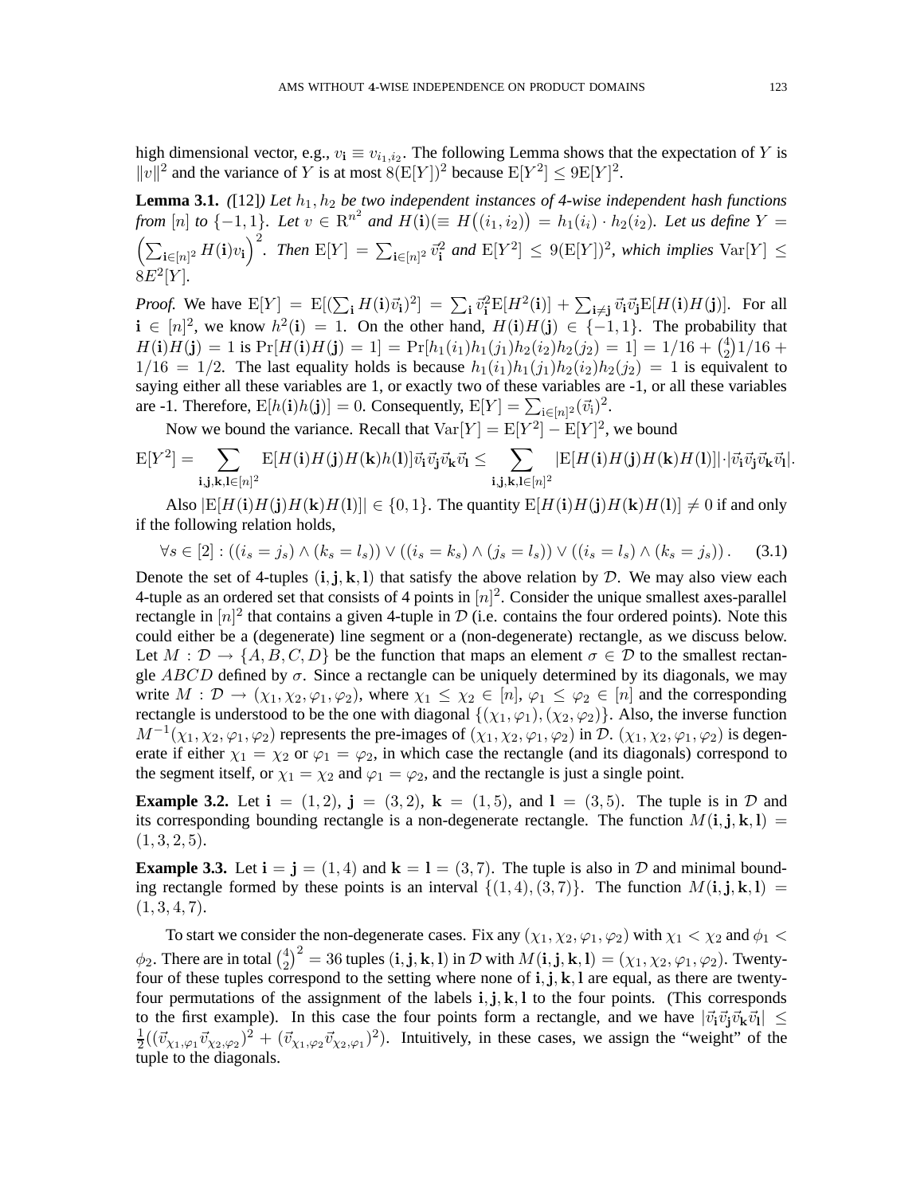high dimensional vector, e.g., $v_{\mathbf{i}} \equiv v_{i_1,i_2}$. The following Lemma shows that the expectation of $Y$ is $\|v\|^2$ and the variance of $Y$ is at most $8(\mathrm{E}[Y])^2$ because $\mathrm{E}[Y^2] \leq 9\mathrm{E}[Y]^2$.

**Lemma 3.1.** *([12]) Let $h_1, h_2$ be two independent instances of 4-wise independent hash functions from $[n]$ to $\{-1,1\}$. Let $v \in \mathrm{R}^{n^2}$ and $H(\mathbf{i})(\equiv H\big((i_1,i_2)\big) = h_1(i_1)\cdot h_2(i_2)$. Let us define $Y = \Big(\sum_{\mathbf{i}\in[n]^2} H(\mathbf{i})v_{\mathbf{i}}\Big)^2$. Then $\mathrm{E}[Y] = \sum_{\mathbf{i}\in[n]^2} \vec{v}_{\mathbf{i}}^2$ and $\mathrm{E}[Y^2] \leq 9(\mathrm{E}[Y])^2$, which implies $\mathrm{Var}[Y] \leq 8E^2[Y]$.*

*Proof.* We have $\mathrm{E}[Y] = \mathrm{E}[(\sum_{\mathbf{i}} H(\mathbf{i})\vec{v}_{\mathbf{i}})^2] = \sum_{\mathbf{i}} \vec{v}_{\mathbf{i}}^2 \mathrm{E}[H^2(\mathbf{i})] + \sum_{\mathbf{i}\neq\mathbf{j}} \vec{v}_{\mathbf{i}}\vec{v}_{\mathbf{j}}\mathrm{E}[H(\mathbf{i})H(\mathbf{j})]$. For all $\mathbf{i} \in [n]^2$, we know $h^2(\mathbf{i}) = 1$. On the other hand, $H(\mathbf{i})H(\mathbf{j}) \in \{-1,1\}$. The probability that $H(\mathbf{i})H(\mathbf{j}) = 1$ is $\Pr[H(\mathbf{i})H(\mathbf{j}) = 1] = \Pr[h_1(i_1)h_1(j_1)h_2(i_2)h_2(j_2) = 1] = 1/16 + \binom{4}{2}1/16 + 1/16 = 1/2$. The last equality holds is because $h_1(i_1)h_1(j_1)h_2(i_2)h_2(j_2) = 1$ is equivalent to saying either all these variables are 1, or exactly two of these variables are -1, or all these variables are -1. Therefore, $\mathrm{E}[h(\mathbf{i})h(\mathbf{j})] = 0$. Consequently, $\mathrm{E}[Y] = \sum_{\mathbf{i}\in[n]^2}(\vec{v}_{\mathbf{i}})^2$.

Now we bound the variance. Recall that $\mathrm{Var}[Y] = \mathrm{E}[Y^2] - \mathrm{E}[Y]^2$, we bound

$$\mathrm{E}[Y^2] = \sum_{\mathbf{i},\mathbf{j},\mathbf{k},\mathbf{l}\in[n]^2} \mathrm{E}[H(\mathbf{i})H(\mathbf{j})H(\mathbf{k})h(\mathbf{l})]\vec{v}_{\mathbf{i}}\vec{v}_{\mathbf{j}}\vec{v}_{\mathbf{k}}\vec{v}_{\mathbf{l}} \leq \sum_{\mathbf{i},\mathbf{j},\mathbf{k},\mathbf{l}\in[n]^2} |\mathrm{E}[H(\mathbf{i})H(\mathbf{j})H(\mathbf{k})H(\mathbf{l})]|\cdot|\vec{v}_{\mathbf{i}}\vec{v}_{\mathbf{j}}\vec{v}_{\mathbf{k}}\vec{v}_{\mathbf{l}}|.$$

Also $|\mathrm{E}[H(\mathbf{i})H(\mathbf{j})H(\mathbf{k})H(\mathbf{l})]| \in \{0,1\}$. The quantity $\mathrm{E}[H(\mathbf{i})H(\mathbf{j})H(\mathbf{k})H(\mathbf{l})] \neq 0$ if and only if the following relation holds,

$$\forall s \in [2] : ((i_s = j_s) \wedge (k_s = l_s)) \vee ((i_s = k_s) \wedge (j_s = l_s)) \vee ((i_s = l_s) \wedge (k_s = j_s)). \quad (3.1)$$

Denote the set of 4-tuples $(\mathbf{i},\mathbf{j},\mathbf{k},\mathbf{l})$ that satisfy the above relation by $\mathcal{D}$. We may also view each 4-tuple as an ordered set that consists of 4 points in $[n]^2$. Consider the unique smallest axes-parallel rectangle in $[n]^2$ that contains a given 4-tuple in $\mathcal{D}$ (i.e. contains the four ordered points). Note this could either be a (degenerate) line segment or a (non-degenerate) rectangle, as we discuss below. Let $M : \mathcal{D} \to \{A,B,C,D\}$ be the function that maps an element $\sigma \in \mathcal{D}$ to the smallest rectangle $ABCD$ defined by $\sigma$. Since a rectangle can be uniquely determined by its diagonals, we may write $M : \mathcal{D} \to (\chi_1,\chi_2,\varphi_1,\varphi_2)$, where $\chi_1 \leq \chi_2 \in [n]$, $\varphi_1 \leq \varphi_2 \in [n]$ and the corresponding rectangle is understood to be the one with diagonal $\{(\chi_1,\varphi_1),(\chi_2,\varphi_2)\}$. Also, the inverse function $M^{-1}(\chi_1,\chi_2,\varphi_1,\varphi_2)$ represents the pre-images of $(\chi_1,\chi_2,\varphi_1,\varphi_2)$ in $\mathcal{D}$. $(\chi_1,\chi_2,\varphi_1,\varphi_2)$ is degenerate if either $\chi_1 = \chi_2$ or $\varphi_1 = \varphi_2$, in which case the rectangle (and its diagonals) correspond to the segment itself, or $\chi_1 = \chi_2$ and $\varphi_1 = \varphi_2$, and the rectangle is just a single point.

**Example 3.2.** Let $\mathbf{i} = (1,2)$, $\mathbf{j} = (3,2)$, $\mathbf{k} = (1,5)$, and $\mathbf{l} = (3,5)$. The tuple is in $\mathcal{D}$ and its corresponding bounding rectangle is a non-degenerate rectangle. The function $M(\mathbf{i},\mathbf{j},\mathbf{k},\mathbf{l}) = (1,3,2,5)$.

**Example 3.3.** Let $\mathbf{i} = \mathbf{j} = (1,4)$ and $\mathbf{k} = \mathbf{l} = (3,7)$. The tuple is also in $\mathcal{D}$ and minimal bounding rectangle formed by these points is an interval $\{(1,4),(3,7)\}$. The function $M(\mathbf{i},\mathbf{j},\mathbf{k},\mathbf{l}) = (1,3,4,7)$.

To start we consider the non-degenerate cases. Fix any $(\chi_1,\chi_2,\varphi_1,\varphi_2)$ with $\chi_1 < \chi_2$ and $\phi_1 < \phi_2$. There are in total $\binom{4}{2}^2 = 36$ tuples $(\mathbf{i},\mathbf{j},\mathbf{k},\mathbf{l})$ in $\mathcal{D}$ with $M(\mathbf{i},\mathbf{j},\mathbf{k},\mathbf{l}) = (\chi_1,\chi_2,\varphi_1,\varphi_2)$. Twenty-four of these tuples correspond to the setting where none of $\mathbf{i},\mathbf{j},\mathbf{k},\mathbf{l}$ are equal, as there are twenty-four permutations of the assignment of the labels $\mathbf{i},\mathbf{j},\mathbf{k},\mathbf{l}$ to the four points. (This corresponds to the first example). In this case the four points form a rectangle, and we have $|\vec{v}_{\mathbf{i}}\vec{v}_{\mathbf{j}}\vec{v}_{\mathbf{k}}\vec{v}_{\mathbf{l}}| \leq \frac{1}{2}((\vec{v}_{\chi_1,\varphi_1}\vec{v}_{\chi_2,\varphi_2})^2 + (\vec{v}_{\chi_1,\varphi_2}\vec{v}_{\chi_2,\varphi_1})^2)$. Intuitively, in these cases, we assign the "weight" of the tuple to the diagonals.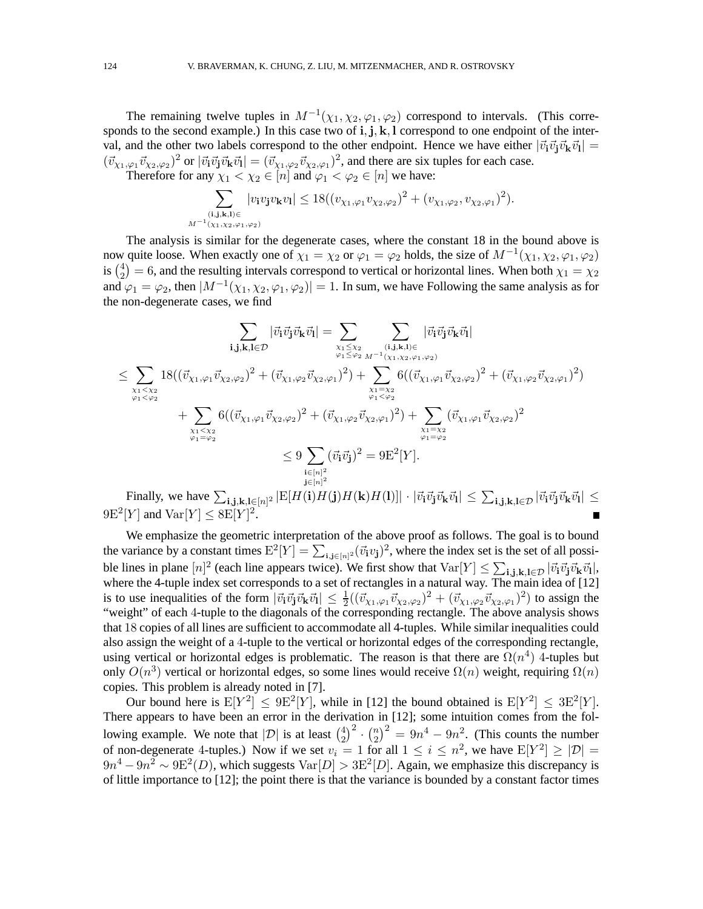The remaining twelve tuples in $M^{-1}(\chi_1, \chi_2, \varphi_1, \varphi_2)$ correspond to intervals. (This corresponds to the second example.) In this case two of $\mathbf{i}, \mathbf{j}, \mathbf{k}, \mathbf{l}$ correspond to one endpoint of the interval, and the other two labels correspond to the other endpoint. Hence we have either $|\vec{v}_\mathbf{i}\vec{v}_\mathbf{j}\vec{v}_\mathbf{k}\vec{v}_\mathbf{l}| = (\vec{v}_{\chi_1,\varphi_1}\vec{v}_{\chi_2,\varphi_2})^2$ or $|\vec{v}_\mathbf{i}\vec{v}_\mathbf{j}\vec{v}_\mathbf{k}\vec{v}_\mathbf{l}| = (\vec{v}_{\chi_1,\varphi_2}\vec{v}_{\chi_2,\varphi_1})^2$, and there are six tuples for each case.

Therefore for any $\chi_1 < \chi_2 \in [n]$ and $\varphi_1 < \varphi_2 \in [n]$ we have:

$$\sum_{\substack{(\mathbf{i},\mathbf{j},\mathbf{k},\mathbf{l}) \in \\ M^{-1}(\chi_1,\chi_2,\varphi_1,\varphi_2)}} |v_\mathbf{i} v_\mathbf{j} v_\mathbf{k} v_\mathbf{l}| \leq 18((v_{\chi_1,\varphi_1} v_{\chi_2,\varphi_2})^2 + (v_{\chi_1,\varphi_2}, v_{\chi_2,\varphi_1})^2).$$

The analysis is similar for the degenerate cases, where the constant 18 in the bound above is now quite loose. When exactly one of $\chi_1 = \chi_2$ or $\varphi_1 = \varphi_2$ holds, the size of $M^{-1}(\chi_1, \chi_2, \varphi_1, \varphi_2)$ is $\binom{4}{2} = 6$, and the resulting intervals correspond to vertical or horizontal lines. When both $\chi_1 = \chi_2$ and $\varphi_1 = \varphi_2$, then $|M^{-1}(\chi_1, \chi_2, \varphi_1, \varphi_2)| = 1$. In sum, we have Following the same analysis as for the non-degenerate cases, we find

$$\begin{aligned}
\sum_{\mathbf{i},\mathbf{j},\mathbf{k},\mathbf{l} \in \mathcal{D}} |\vec{v}_\mathbf{i}\vec{v}_\mathbf{j}\vec{v}_\mathbf{k}\vec{v}_\mathbf{l}| &= \sum_{\substack{\chi_1 \leq \chi_2 \\ \varphi_1 \leq \varphi_2}} \sum_{\substack{(\mathbf{i},\mathbf{j},\mathbf{k},\mathbf{l}) \in \\ M^{-1}(\chi_1,\chi_2,\varphi_1,\varphi_2)}} |\vec{v}_\mathbf{i}\vec{v}_\mathbf{j}\vec{v}_\mathbf{k}\vec{v}_\mathbf{l}| \\
\leq \sum_{\substack{\chi_1 < \chi_2 \\ \varphi_1 < \varphi_2}} 18((\vec{v}_{\chi_1,\varphi_1}\vec{v}_{\chi_2,\varphi_2})^2 &+ (\vec{v}_{\chi_1,\varphi_2}\vec{v}_{\chi_2,\varphi_1})^2) + \sum_{\substack{\chi_1 = \chi_2 \\ \varphi_1 < \varphi_2}} 6((\vec{v}_{\chi_1,\varphi_1}\vec{v}_{\chi_2,\varphi_2})^2 + (\vec{v}_{\chi_1,\varphi_2}\vec{v}_{\chi_2,\varphi_1})^2) \\
&+ \sum_{\substack{\chi_1 < \chi_2 \\ \varphi_1 = \varphi_2}} 6((\vec{v}_{\chi_1,\varphi_1}\vec{v}_{\chi_2,\varphi_2})^2 + (\vec{v}_{\chi_1,\varphi_2}\vec{v}_{\chi_2,\varphi_1})^2) + \sum_{\substack{\chi_1 = \chi_2 \\ \varphi_1 = \varphi_2}} (\vec{v}_{\chi_1,\varphi_1}\vec{v}_{\chi_2,\varphi_2})^2 \\
&\leq 9 \sum_{\substack{\mathbf{i} \in [n]^2 \\ \mathbf{j} \in [n]^2}} (\vec{v}_\mathbf{i}\vec{v}_\mathbf{j})^2 = 9\mathrm{E}^2[Y].
\end{aligned}$$

Finally, we have $\sum_{\mathbf{i},\mathbf{j},\mathbf{k},\mathbf{l} \in [n]^2} |\mathrm{E}[H(\mathbf{i})H(\mathbf{j})H(\mathbf{k})H(\mathbf{l})]| \cdot |\vec{v}_\mathbf{i}\vec{v}_\mathbf{j}\vec{v}_\mathbf{k}\vec{v}_\mathbf{l}| \leq \sum_{\mathbf{i},\mathbf{j},\mathbf{k},\mathbf{l} \in \mathcal{D}} |\vec{v}_\mathbf{i}\vec{v}_\mathbf{j}\vec{v}_\mathbf{k}\vec{v}_\mathbf{l}| \leq 9\mathrm{E}^2[Y]$ and $\mathrm{Var}[Y] \leq 8\mathrm{E}[Y]^2$. ∎

We emphasize the geometric interpretation of the above proof as follows. The goal is to bound the variance by a constant times $\mathrm{E}^2[Y] = \sum_{\mathbf{i},\mathbf{j} \in [n]^2} (\vec{v}_\mathbf{i} v_\mathbf{j})^2$, where the index set is the set of all possible lines in plane $[n]^2$ (each line appears twice). We first show that $\mathrm{Var}[Y] \leq \sum_{\mathbf{i},\mathbf{j},\mathbf{k},\mathbf{l} \in \mathcal{D}} |\vec{v}_\mathbf{i}\vec{v}_\mathbf{j}\vec{v}_\mathbf{k}\vec{v}_\mathbf{l}|$, where the 4-tuple index set corresponds to a set of rectangles in a natural way. The main idea of [12] is to use inequalities of the form $|\vec{v}_\mathbf{i}\vec{v}_\mathbf{j}\vec{v}_\mathbf{k}\vec{v}_\mathbf{l}| \leq \frac{1}{2}((\vec{v}_{\chi_1,\varphi_1}\vec{v}_{\chi_2,\varphi_2})^2 + (\vec{v}_{\chi_1,\varphi_2}\vec{v}_{\chi_2,\varphi_1})^2)$ to assign the "weight" of each 4-tuple to the diagonals of the corresponding rectangle. The above analysis shows that 18 copies of all lines are sufficient to accommodate all 4-tuples. While similar inequalities could also assign the weight of a 4-tuple to the vertical or horizontal edges of the corresponding rectangle, using vertical or horizontal edges is problematic. The reason is that there are $\Omega(n^4)$ 4-tuples but only $O(n^3)$ vertical or horizontal edges, so some lines would receive $\Omega(n)$ weight, requiring $\Omega(n)$ copies. This problem is already noted in [7].

Our bound here is $\mathrm{E}[Y^2] \leq 9\mathrm{E}^2[Y]$, while in [12] the bound obtained is $\mathrm{E}[Y^2] \leq 3\mathrm{E}^2[Y]$. There appears to have been an error in the derivation in [12]; some intuition comes from the following example. We note that $|\mathcal{D}|$ is at least $\binom{4}{2}^2 \cdot \binom{n}{2}^2 = 9n^4 - 9n^2$. (This counts the number of non-degenerate 4-tuples.) Now if we set $v_i = 1$ for all $1 \leq i \leq n^2$, we have $\mathrm{E}[Y^2] \geq |\mathcal{D}| = 9n^4 - 9n^2 \sim 9\mathrm{E}^2(D)$, which suggests $\mathrm{Var}[D] > 3\mathrm{E}^2[D]$. Again, we emphasize this discrepancy is of little importance to [12]; the point there is that the variance is bounded by a constant factor times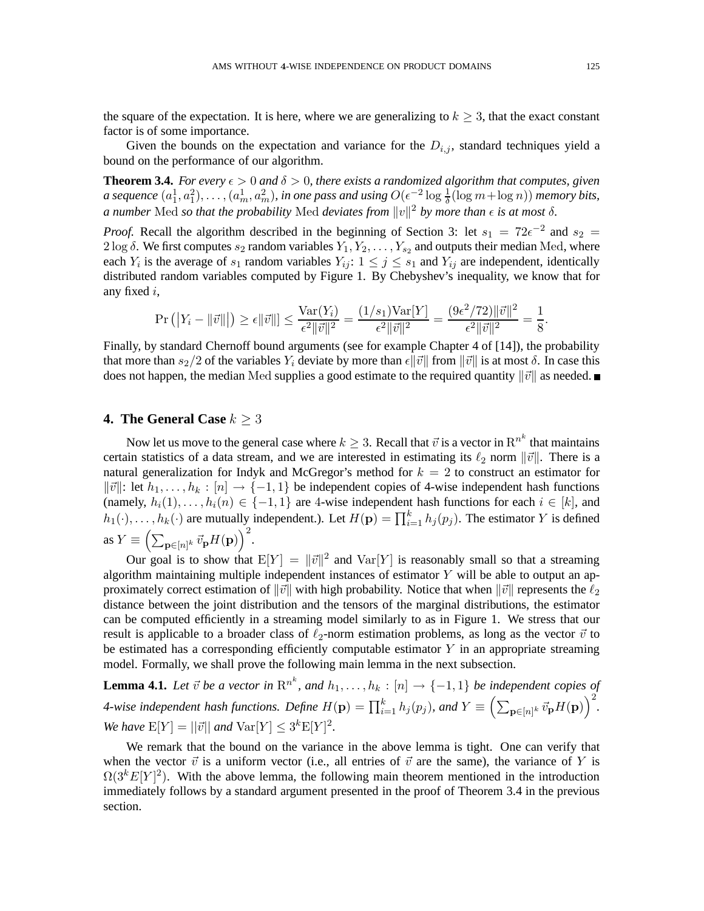the square of the expectation. It is here, where we are generalizing to $k \geq 3$, that the exact constant factor is of some importance.

Given the bounds on the expectation and variance for the $D_{i,j}$, standard techniques yield a bound on the performance of our algorithm.

**Theorem 3.4.** *For every $\epsilon > 0$ and $\delta > 0$, there exists a randomized algorithm that computes, given a sequence $(a_1^1, a_1^2), \ldots, (a_m^1, a_m^2)$, in one pass and using $O(\epsilon^{-2} \log \frac{1}{\delta}(\log m + \log n))$ memory bits, a number* Med *so that the probability* Med *deviates from $\|v\|^2$ by more than $\epsilon$ is at most $\delta$.*

*Proof.* Recall the algorithm described in the beginning of Section 3: let $s_1 = 72\epsilon^{-2}$ and $s_2 = 2\log\delta$. We first computes $s_2$ random variables $Y_1, Y_2, \ldots, Y_{s_2}$ and outputs their median $\mathrm{Med}$, where each $Y_i$ is the average of $s_1$ random variables $Y_{ij}$: $1 \leq j \leq s_1$ and $Y_{ij}$ are independent, identically distributed random variables computed by Figure 1. By Chebyshev's inequality, we know that for any fixed $i$,

$$\Pr\left(\left|Y_i - \|\vec{v}\|\right|\right) \geq \epsilon\|\vec{v}\|] \leq \frac{\mathrm{Var}(Y_i)}{\epsilon^2\|\vec{v}\|^2} = \frac{(1/s_1)\mathrm{Var}[Y]}{\epsilon^2\|\vec{v}\|^2} = \frac{(9\epsilon^2/72)\|\vec{v}\|^2}{\epsilon^2\|\vec{v}\|^2} = \frac{1}{8}.$$

Finally, by standard Chernoff bound arguments (see for example Chapter 4 of [14]), the probability that more than $s_2/2$ of the variables $Y_i$ deviate by more than $\epsilon\|\vec{v}\|$ from $\|\vec{v}\|$ is at most $\delta$. In case this does not happen, the median $\mathrm{Med}$ supplies a good estimate to the required quantity $\|\vec{v}\|$ as needed. ∎

## 4. The General Case $k \geq 3$

Now let us move to the general case where $k \geq 3$. Recall that $\vec{v}$ is a vector in $\mathrm{R}^{n^k}$ that maintains certain statistics of a data stream, and we are interested in estimating its $\ell_2$ norm $\|\vec{v}\|$. There is a natural generalization for Indyk and McGregor's method for $k = 2$ to construct an estimator for $\|\vec{v}\|$: let $h_1, \ldots, h_k : [n] \to \{-1, 1\}$ be independent copies of 4-wise independent hash functions (namely, $h_i(1), \ldots, h_i(n) \in \{-1, 1\}$ are 4-wise independent hash functions for each $i \in [k]$, and $h_1(\cdot), \ldots, h_k(\cdot)$ are mutually independent.). Let $H(\mathbf{p}) = \prod_{i=1}^k h_j(p_j)$. The estimator $Y$ is defined as $Y \equiv \left(\sum_{\mathbf{p}\in[n]^k} \vec{v}_{\mathbf{p}} H(\mathbf{p})\right)^2$.

Our goal is to show that $\mathrm{E}[Y] = \|\vec{v}\|^2$ and $\mathrm{Var}[Y]$ is reasonably small so that a streaming algorithm maintaining multiple independent instances of estimator $Y$ will be able to output an approximately correct estimation of $\|\vec{v}\|$ with high probability. Notice that when $\|\vec{v}\|$ represents the $\ell_2$ distance between the joint distribution and the tensors of the marginal distributions, the estimator can be computed efficiently in a streaming model similarly to as in Figure 1. We stress that our result is applicable to a broader class of $\ell_2$-norm estimation problems, as long as the vector $\vec{v}$ to be estimated has a corresponding efficiently computable estimator $Y$ in an appropriate streaming model. Formally, we shall prove the following main lemma in the next subsection.

**Lemma 4.1.** *Let $\vec{v}$ be a vector in $\mathrm{R}^{n^k}$, and $h_1, \ldots, h_k : [n] \to \{-1, 1\}$ be independent copies of 4-wise independent hash functions. Define $H(\mathbf{p}) = \prod_{i=1}^k h_j(p_j)$, and $Y \equiv \left(\sum_{\mathbf{p}\in[n]^k} \vec{v}_{\mathbf{p}} H(\mathbf{p})\right)^2$. We have $\mathrm{E}[Y] = ||\vec{v}||$ and $\mathrm{Var}[Y] \leq 3^k \mathrm{E}[Y]^2$.*

We remark that the bound on the variance in the above lemma is tight. One can verify that when the vector $\vec{v}$ is a uniform vector (i.e., all entries of $\vec{v}$ are the same), the variance of $Y$ is $\Omega(3^k E[Y]^2)$. With the above lemma, the following main theorem mentioned in the introduction immediately follows by a standard argument presented in the proof of Theorem 3.4 in the previous section.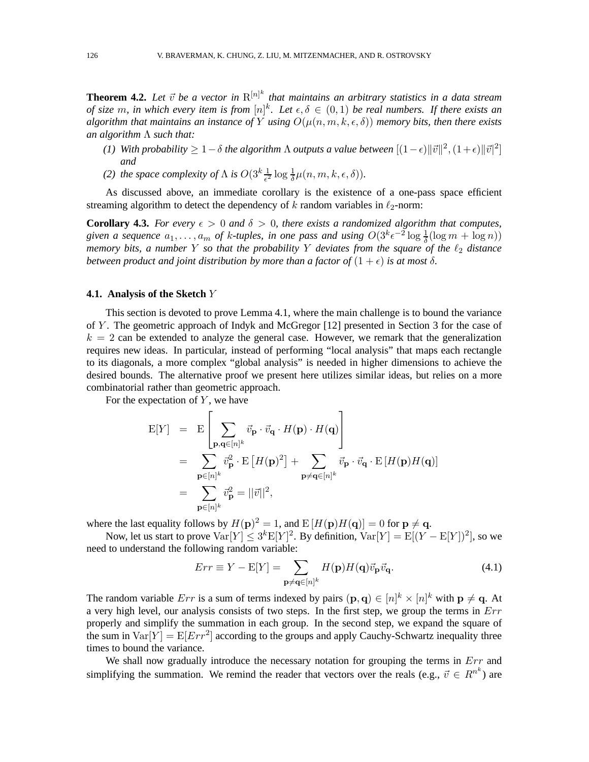**Theorem 4.2.** *Let $\vec{v}$ be a vector in $\mathbb{R}^{[n]^k}$ that maintains an arbitrary statistics in a data stream of size $m$, in which every item is from $[n]^k$. Let $\epsilon, \delta \in (0,1)$ be real numbers. If there exists an algorithm that maintains an instance of $Y$ using $O(\mu(n, m, k, \epsilon, \delta))$ memory bits, then there exists an algorithm $\Lambda$ such that:*

*(1) With probability $\geq 1-\delta$ the algorithm $\Lambda$ outputs a value between $[(1-\epsilon)\|\vec{v}\|^2, (1+\epsilon)\|\vec{v}|^2]$ and*

*(2) the space complexity of $\Lambda$ is $O(3^k \frac{1}{\epsilon^2} \log \frac{1}{\delta} \mu(n, m, k, \epsilon, \delta))$.*

As discussed above, an immediate corollary is the existence of a one-pass space efficient streaming algorithm to detect the dependency of $k$ random variables in $\ell_2$-norm:

**Corollary 4.3.** *For every $\epsilon > 0$ and $\delta > 0$, there exists a randomized algorithm that computes, given a sequence $a_1, \ldots, a_m$ of $k$-tuples, in one pass and using $O(3^k \epsilon^{-2} \log \frac{1}{\delta}(\log m + \log n))$ memory bits, a number $Y$ so that the probability $Y$ deviates from the square of the $\ell_2$ distance between product and joint distribution by more than a factor of $(1+\epsilon)$ is at most $\delta$.*

### 4.1. Analysis of the Sketch $Y$

This section is devoted to prove Lemma 4.1, where the main challenge is to bound the variance of $Y$. The geometric approach of Indyk and McGregor [12] presented in Section 3 for the case of $k = 2$ can be extended to analyze the general case. However, we remark that the generalization requires new ideas. In particular, instead of performing "local analysis" that maps each rectangle to its diagonals, a more complex "global analysis" is needed in higher dimensions to achieve the desired bounds. The alternative proof we present here utilizes similar ideas, but relies on a more combinatorial rather than geometric approach.

For the expectation of $Y$, we have

$$
\begin{aligned}
\mathrm{E}[Y] &= \mathrm{E}\left[\sum_{\mathbf{p},\mathbf{q}\in[n]^k} \vec{v}_{\mathbf{p}} \cdot \vec{v}_{\mathbf{q}} \cdot H(\mathbf{p}) \cdot H(\mathbf{q})\right] \\
&= \sum_{\mathbf{p}\in[n]^k} \vec{v}_{\mathbf{p}}^2 \cdot \mathrm{E}\left[H(\mathbf{p})^2\right] + \sum_{\mathbf{p}\neq\mathbf{q}\in[n]^k} \vec{v}_{\mathbf{p}} \cdot \vec{v}_{\mathbf{q}} \cdot \mathrm{E}\left[H(\mathbf{p})H(\mathbf{q})\right] \\
&= \sum_{\mathbf{p}\in[n]^k} \vec{v}_{\mathbf{p}}^2 = ||\vec{v}||^2,
\end{aligned}
$$

where the last equality follows by $H(\mathbf{p})^2 = 1$, and $\mathrm{E}\left[H(\mathbf{p})H(\mathbf{q})\right] = 0$ for $\mathbf{p} \neq \mathbf{q}$.

Now, let us start to prove $\mathrm{Var}[Y] \leq 3^k \mathrm{E}[Y]^2$. By definition, $\mathrm{Var}[Y] = \mathrm{E}[(Y - \mathrm{E}[Y])^2]$, so we need to understand the following random variable:

$$
Err \equiv Y - \mathrm{E}[Y] = \sum_{\mathbf{p}\neq\mathbf{q}\in[n]^k} H(\mathbf{p})H(\mathbf{q})\vec{v}_{\mathbf{p}}\vec{v}_{\mathbf{q}}. \tag{4.1}
$$

The random variable $Err$ is a sum of terms indexed by pairs $(\mathbf{p}, \mathbf{q}) \in [n]^k \times [n]^k$ with $\mathbf{p} \neq \mathbf{q}$. At a very high level, our analysis consists of two steps. In the first step, we group the terms in $Err$ properly and simplify the summation in each group. In the second step, we expand the square of the sum in $\mathrm{Var}[Y] = \mathrm{E}[Err^2]$ according to the groups and apply Cauchy-Schwartz inequality three times to bound the variance.

We shall now gradually introduce the necessary notation for grouping the terms in $Err$ and simplifying the summation. We remind the reader that vectors over the reals (e.g., $\vec{v} \in R^{n^k}$) are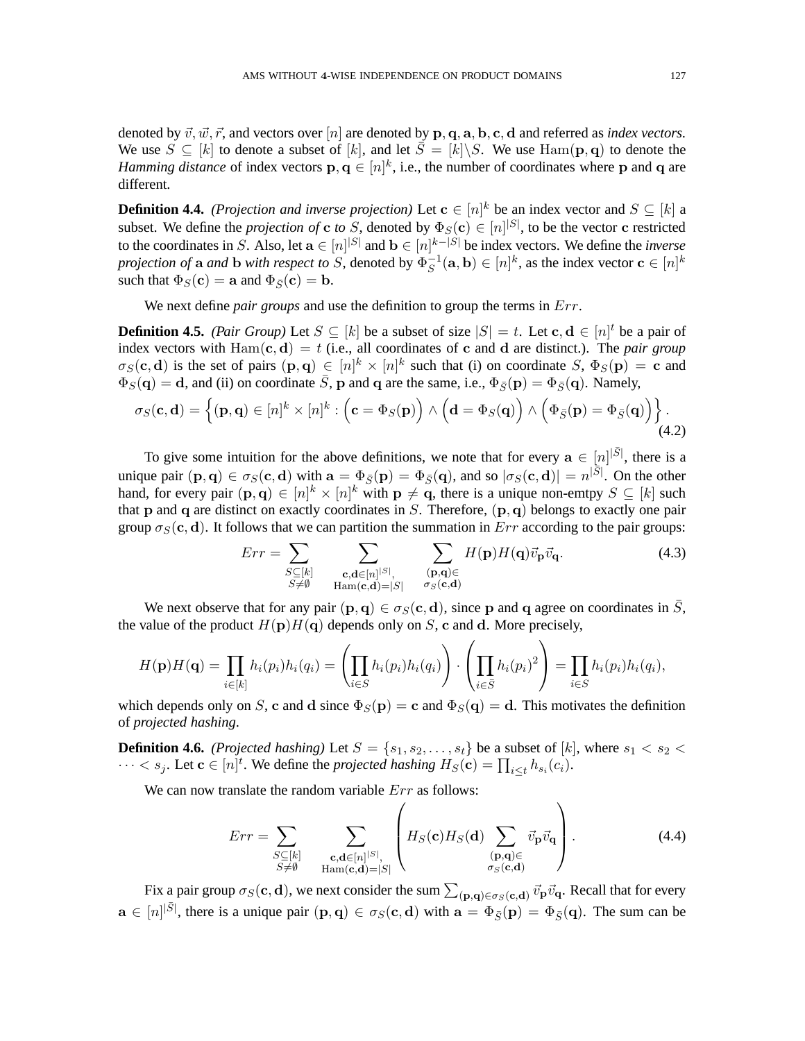denoted by $\vec{v}, \vec{w}, \vec{r}$, and vectors over $[n]$ are denoted by $\mathbf{p}, \mathbf{q}, \mathbf{a}, \mathbf{b}, \mathbf{c}, \mathbf{d}$ and referred as *index vectors*. We use $S \subseteq [k]$ to denote a subset of $[k]$, and let $\bar{S} = [k] \backslash S$. We use $\mathrm{Ham}(\mathbf{p}, \mathbf{q})$ to denote the *Hamming distance* of index vectors $\mathbf{p}, \mathbf{q} \in [n]^k$, i.e., the number of coordinates where $\mathbf{p}$ and $\mathbf{q}$ are different.

**Definition 4.4.** *(Projection and inverse projection)* Let $\mathbf{c} \in [n]^k$ be an index vector and $S \subseteq [k]$ a subset. We define the *projection of* $\mathbf{c}$ *to* $S$, denoted by $\Phi_S(\mathbf{c}) \in [n]^{|S|}$, to be the vector $\mathbf{c}$ restricted to the coordinates in $S$. Also, let $\mathbf{a} \in [n]^{|S|}$ and $\mathbf{b} \in [n]^{k-|S|}$ be index vectors. We define the *inverse projection of* $\mathbf{a}$ *and* $\mathbf{b}$ *with respect to* $S$, denoted by $\Phi_S^{-1}(\mathbf{a}, \mathbf{b}) \in [n]^k$, as the index vector $\mathbf{c} \in [n]^k$ such that $\Phi_S(\mathbf{c}) = \mathbf{a}$ and $\Phi_{\bar{S}}(\mathbf{c}) = \mathbf{b}$.

We next define *pair groups* and use the definition to group the terms in $Err$.

**Definition 4.5.** *(Pair Group)* Let $S \subseteq [k]$ be a subset of size $|S| = t$. Let $\mathbf{c}, \mathbf{d} \in [n]^t$ be a pair of index vectors with $\mathrm{Ham}(\mathbf{c}, \mathbf{d}) = t$ (i.e., all coordinates of $\mathbf{c}$ and $\mathbf{d}$ are distinct.). The *pair group* $\sigma_S(\mathbf{c}, \mathbf{d})$ is the set of pairs $(\mathbf{p}, \mathbf{q}) \in [n]^k \times [n]^k$ such that (i) on coordinate $S$, $\Phi_S(\mathbf{p}) = \mathbf{c}$ and $\Phi_S(\mathbf{q}) = \mathbf{d}$, and (ii) on coordinate $\bar{S}$, $\mathbf{p}$ and $\mathbf{q}$ are the same, i.e., $\Phi_{\bar{S}}(\mathbf{p}) = \Phi_{\bar{S}}(\mathbf{q})$. Namely,

$$\sigma_S(\mathbf{c}, \mathbf{d}) = \left\{ (\mathbf{p}, \mathbf{q}) \in [n]^k \times [n]^k : \Big(\mathbf{c} = \Phi_S(\mathbf{p})\Big) \wedge \Big(\mathbf{d} = \Phi_S(\mathbf{q})\Big) \wedge \Big(\Phi_{\bar{S}}(\mathbf{p}) = \Phi_{\bar{S}}(\mathbf{q})\Big) \right\}. \tag{4.2}$$

To give some intuition for the above definitions, we note that for every $\mathbf{a} \in [n]^{|\bar{S}|}$, there is a unique pair $(\mathbf{p}, \mathbf{q}) \in \sigma_S(\mathbf{c}, \mathbf{d})$ with $\mathbf{a} = \Phi_{\bar{S}}(\mathbf{p}) = \Phi_{\bar{S}}(\mathbf{q})$, and so $|\sigma_S(\mathbf{c}, \mathbf{d})| = n^{|\bar{S}|}$. On the other hand, for every pair $(\mathbf{p}, \mathbf{q}) \in [n]^k \times [n]^k$ with $\mathbf{p} \neq \mathbf{q}$, there is a unique non-emtpy $S \subseteq [k]$ such that $\mathbf{p}$ and $\mathbf{q}$ are distinct on exactly coordinates in $S$. Therefore, $(\mathbf{p}, \mathbf{q})$ belongs to exactly one pair group $\sigma_S(\mathbf{c}, \mathbf{d})$. It follows that we can partition the summation in $Err$ according to the pair groups:

$$Err = \sum_{\substack{S \subseteq [k] \\ S \neq \emptyset}} \sum_{\substack{\mathbf{c}, \mathbf{d} \in [n]^{|S|}, \\ \mathrm{Ham}(\mathbf{c}, \mathbf{d}) = |S|}} \sum_{\substack{(\mathbf{p}, \mathbf{q}) \in \\ \sigma_S(\mathbf{c}, \mathbf{d})}} H(\mathbf{p}) H(\mathbf{q}) \vec{v}_{\mathbf{p}} \vec{v}_{\mathbf{q}}. \tag{4.3}$$

We next observe that for any pair $(\mathbf{p}, \mathbf{q}) \in \sigma_S(\mathbf{c}, \mathbf{d})$, since $\mathbf{p}$ and $\mathbf{q}$ agree on coordinates in $\bar{S}$, the value of the product $H(\mathbf{p})H(\mathbf{q})$ depends only on $S$, $\mathbf{c}$ and $\mathbf{d}$. More precisely,

$$H(\mathbf{p})H(\mathbf{q}) = \prod_{i \in [k]} h_i(p_i) h_i(q_i) = \left( \prod_{i \in S} h_i(p_i) h_i(q_i) \right) \cdot \left( \prod_{i \in \bar{S}} h_i(p_i)^2 \right) = \prod_{i \in S} h_i(p_i) h_i(q_i),$$

which depends only on $S$, $\mathbf{c}$ and $\mathbf{d}$ since $\Phi_S(\mathbf{p}) = \mathbf{c}$ and $\Phi_S(\mathbf{q}) = \mathbf{d}$. This motivates the definition of *projected hashing*.

**Definition 4.6.** *(Projected hashing)* Let $S = \{s_1, s_2, \ldots, s_t\}$ be a subset of $[k]$, where $s_1 < s_2 < \cdots < s_j$. Let $\mathbf{c} \in [n]^t$. We define the *projected hashing* $H_S(\mathbf{c}) = \prod_{i \leq t} h_{s_i}(c_i)$.

We can now translate the random variable $Err$ as follows:

$$Err = \sum_{\substack{S \subseteq [k] \\ S \neq \emptyset}} \sum_{\substack{\mathbf{c}, \mathbf{d} \in [n]^{|S|}, \\ \mathrm{Ham}(\mathbf{c}, \mathbf{d}) = |S|}} \left( H_S(\mathbf{c}) H_S(\mathbf{d}) \sum_{\substack{(\mathbf{p}, \mathbf{q}) \in \\ \sigma_S(\mathbf{c}, \mathbf{d})}} \vec{v}_{\mathbf{p}} \vec{v}_{\mathbf{q}} \right). \tag{4.4}$$

Fix a pair group $\sigma_S(\mathbf{c}, \mathbf{d})$, we next consider the sum $\sum_{(\mathbf{p}, \mathbf{q}) \in \sigma_S(\mathbf{c}, \mathbf{d})} \vec{v}_{\mathbf{p}} \vec{v}_{\mathbf{q}}$. Recall that for every $\mathbf{a} \in [n]^{|\bar{S}|}$, there is a unique pair $(\mathbf{p}, \mathbf{q}) \in \sigma_S(\mathbf{c}, \mathbf{d})$ with $\mathbf{a} = \Phi_{\bar{S}}(\mathbf{p}) = \Phi_{\bar{S}}(\mathbf{q})$. The sum can be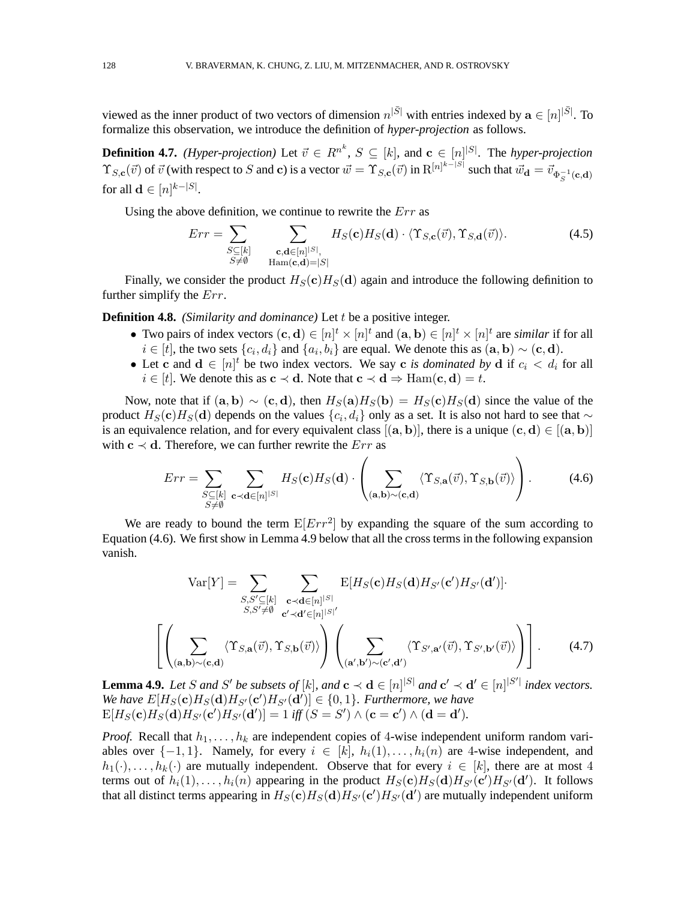viewed as the inner product of two vectors of dimension $n^{|\bar{S}|}$ with entries indexed by $\mathbf{a} \in [n]^{|\bar{S}|}$. To formalize this observation, we introduce the definition of *hyper-projection* as follows.

**Definition 4.7.** *(Hyper-projection)* Let $\vec{v} \in R^{n^k}$, $S \subseteq [k]$, and $\mathbf{c} \in [n]^{|S|}$. The *hyper-projection* $\Upsilon_{S,\mathbf{c}}(\vec{v})$ of $\vec{v}$ (with respect to $S$ and $\mathbf{c}$) is a vector $\vec{w} = \Upsilon_{S,\mathbf{c}}(\vec{v})$ in $\mathrm{R}^{[n]^{k-|S|}}$ such that $\vec{w}_{\mathbf{d}} = \vec{v}_{\Phi_S^{-1}(\mathbf{c},\mathbf{d})}$ for all $\mathbf{d} \in [n]^{k-|S|}$.

Using the above definition, we continue to rewrite the $Err$ as

$$Err = \sum_{\substack{S \subseteq [k] \\ S \neq \emptyset}} \sum_{\substack{\mathbf{c},\mathbf{d} \in [n]^{|S|}, \\ \mathrm{Ham}(\mathbf{c},\mathbf{d}) = |S|}} H_S(\mathbf{c}) H_S(\mathbf{d}) \cdot \langle \Upsilon_{S,\mathbf{c}}(\vec{v}), \Upsilon_{S,\mathbf{d}}(\vec{v}) \rangle. \tag{4.5}$$

Finally, we consider the product $H_S(\mathbf{c})H_S(\mathbf{d})$ again and introduce the following definition to further simplify the $Err$.

**Definition 4.8.** *(Similarity and dominance)* Let $t$ be a positive integer.

- Two pairs of index vectors $(\mathbf{c}, \mathbf{d}) \in [n]^t \times [n]^t$ and $(\mathbf{a}, \mathbf{b}) \in [n]^t \times [n]^t$ are *similar* if for all $i \in [t]$, the two sets $\{c_i, d_i\}$ and $\{a_i, b_i\}$ are equal. We denote this as $(\mathbf{a}, \mathbf{b}) \sim (\mathbf{c}, \mathbf{d})$.
- Let $\mathbf{c}$ and $\mathbf{d} \in [n]^t$ be two index vectors. We say $\mathbf{c}$ *is dominated by* $\mathbf{d}$ if $c_i < d_i$ for all $i \in [t]$. We denote this as $\mathbf{c} \prec \mathbf{d}$. Note that $\mathbf{c} \prec \mathbf{d} \Rightarrow \mathrm{Ham}(\mathbf{c}, \mathbf{d}) = t$.

Now, note that if $(\mathbf{a}, \mathbf{b}) \sim (\mathbf{c}, \mathbf{d})$, then $H_S(\mathbf{a})H_S(\mathbf{b}) = H_S(\mathbf{c})H_S(\mathbf{d})$ since the value of the product $H_S(\mathbf{c})H_S(\mathbf{d})$ depends on the values $\{c_i, d_i\}$ only as a set. It is also not hard to see that $\sim$ is an equivalence relation, and for every equivalent class $[(\mathbf{a}, \mathbf{b})]$, there is a unique $(\mathbf{c}, \mathbf{d}) \in [(\mathbf{a}, \mathbf{b})]$ with $\mathbf{c} \prec \mathbf{d}$. Therefore, we can further rewrite the $Err$ as

$$Err = \sum_{\substack{S \subseteq [k] \\ S \neq \emptyset}} \sum_{\mathbf{c} \prec \mathbf{d} \in [n]^{|S|}} H_S(\mathbf{c}) H_S(\mathbf{d}) \cdot \left( \sum_{(\mathbf{a},\mathbf{b}) \sim (\mathbf{c},\mathbf{d})} \langle \Upsilon_{S,\mathbf{a}}(\vec{v}), \Upsilon_{S,\mathbf{b}}(\vec{v}) \rangle \right). \tag{4.6}$$

We are ready to bound the term $\mathrm{E}[Err^2]$ by expanding the square of the sum according to Equation (4.6). We first show in Lemma 4.9 below that all the cross terms in the following expansion vanish.

$$\mathrm{Var}[Y] = \sum_{\substack{S,S' \subseteq [k] \\ S,S' \neq \emptyset}} \sum_{\substack{\mathbf{c} \prec \mathbf{d} \in [n]^{|S|} \\ \mathbf{c}' \prec \mathbf{d}' \in [n]^{|S|'}}} \mathrm{E}[H_S(\mathbf{c})H_S(\mathbf{d})H_{S'}(\mathbf{c}')H_{S'}(\mathbf{d}')] \cdot$$

$$\left[ \left( \sum_{(\mathbf{a},\mathbf{b}) \sim (\mathbf{c},\mathbf{d})} \langle \Upsilon_{S,\mathbf{a}}(\vec{v}), \Upsilon_{S,\mathbf{b}}(\vec{v}) \rangle \right) \left( \sum_{(\mathbf{a}',\mathbf{b}') \sim (\mathbf{c}',\mathbf{d}')} \langle \Upsilon_{S',\mathbf{a}'}(\vec{v}), \Upsilon_{S',\mathbf{b}'}(\vec{v}) \rangle \right) \right]. \tag{4.7}$$

**Lemma 4.9.** *Let $S$ and $S'$ be subsets of $[k]$, and $\mathbf{c} \prec \mathbf{d} \in [n]^{|S|}$ and $\mathbf{c}' \prec \mathbf{d}' \in [n]^{|S'|}$ index vectors. We have $E[H_S(\mathbf{c})H_S(\mathbf{d})H_{S'}(\mathbf{c}')H_{S'}(\mathbf{d}')] \in \{0, 1\}$. Furthermore, we have $\mathrm{E}[H_S(\mathbf{c})H_S(\mathbf{d})H_{S'}(\mathbf{c}')H_{S'}(\mathbf{d}')] = 1$ iff $(S = S') \wedge (\mathbf{c} = \mathbf{c}') \wedge (\mathbf{d} = \mathbf{d}')$.*

*Proof.* Recall that $h_1, \ldots, h_k$ are independent copies of 4-wise independent uniform random variables over $\{-1, 1\}$. Namely, for every $i \in [k]$, $h_i(1), \ldots, h_i(n)$ are 4-wise independent, and $h_1(\cdot), \ldots, h_k(\cdot)$ are mutually independent. Observe that for every $i \in [k]$, there are at most 4 terms out of $h_i(1), \ldots, h_i(n)$ appearing in the product $H_S(\mathbf{c})H_S(\mathbf{d})H_{S'}(\mathbf{c}')H_{S'}(\mathbf{d}')$. It follows that all distinct terms appearing in $H_S(\mathbf{c})H_S(\mathbf{d})H_{S'}(\mathbf{c}')H_{S'}(\mathbf{d}')$ are mutually independent uniform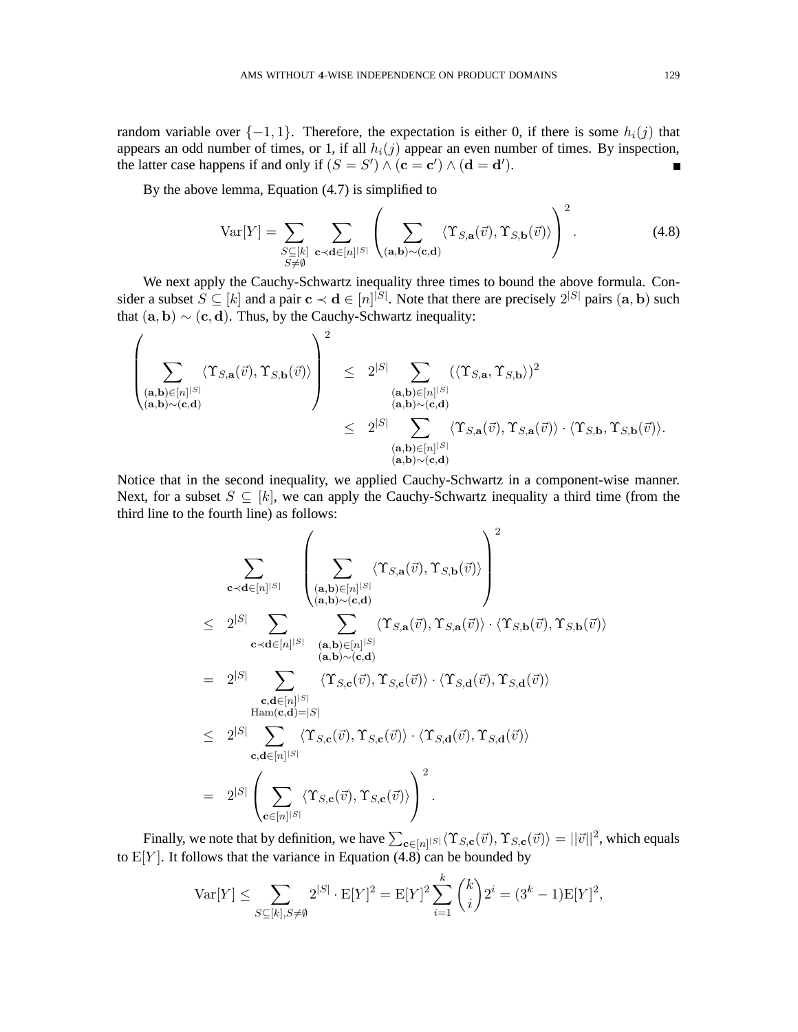random variable over $\{-1, 1\}$. Therefore, the expectation is either 0, if there is some $h_i(j)$ that appears an odd number of times, or 1, if all $h_i(j)$ appear an even number of times. By inspection, the latter case happens if and only if $(S = S') \wedge (\mathbf{c} = \mathbf{c}') \wedge (\mathbf{d} = \mathbf{d}')$. ∎

By the above lemma, Equation (4.7) is simplified to

$$\mathrm{Var}[Y] = \sum_{\substack{S \subseteq [k] \\ S \neq \emptyset}} \sum_{\mathbf{c} \prec \mathbf{d} \in [n]^{|S|}} \left( \sum_{(\mathbf{a},\mathbf{b}) \sim (\mathbf{c},\mathbf{d})} \langle \Upsilon_{S,\mathbf{a}}(\vec{v}), \Upsilon_{S,\mathbf{b}}(\vec{v}) \rangle \right)^2. \tag{4.8}$$

We next apply the Cauchy-Schwartz inequality three times to bound the above formula. Consider a subset $S \subseteq [k]$ and a pair $\mathbf{c} \prec \mathbf{d} \in [n]^{|S|}$. Note that there are precisely $2^{|S|}$ pairs $(\mathbf{a}, \mathbf{b})$ such that $(\mathbf{a}, \mathbf{b}) \sim (\mathbf{c}, \mathbf{d})$. Thus, by the Cauchy-Schwartz inequality:

$$\begin{aligned}
\left( \sum_{\substack{(\mathbf{a},\mathbf{b}) \in [n]^{|S|} \\ (\mathbf{a},\mathbf{b}) \sim (\mathbf{c},\mathbf{d})}} \langle \Upsilon_{S,\mathbf{a}}(\vec{v}), \Upsilon_{S,\mathbf{b}}(\vec{v}) \rangle \right)^2 &\leq 2^{|S|} \sum_{\substack{(\mathbf{a},\mathbf{b}) \in [n]^{|S|} \\ (\mathbf{a},\mathbf{b}) \sim (\mathbf{c},\mathbf{d})}} (\langle \Upsilon_{S,\mathbf{a}}, \Upsilon_{S,\mathbf{b}} \rangle)^2 \\
&\leq 2^{|S|} \sum_{\substack{(\mathbf{a},\mathbf{b}) \in [n]^{|S|} \\ (\mathbf{a},\mathbf{b}) \sim (\mathbf{c},\mathbf{d})}} \langle \Upsilon_{S,\mathbf{a}}(\vec{v}), \Upsilon_{S,\mathbf{a}}(\vec{v}) \rangle \cdot \langle \Upsilon_{S,\mathbf{b}}, \Upsilon_{S,\mathbf{b}}(\vec{v}) \rangle.
\end{aligned}$$

Notice that in the second inequality, we applied Cauchy-Schwartz in a component-wise manner. Next, for a subset $S \subseteq [k]$, we can apply the Cauchy-Schwartz inequality a third time (from the third line to the fourth line) as follows:

$$\begin{aligned}
& \sum_{\mathbf{c} \prec \mathbf{d} \in [n]^{|S|}} \left( \sum_{\substack{(\mathbf{a},\mathbf{b}) \in [n]^{|S|} \\ (\mathbf{a},\mathbf{b}) \sim (\mathbf{c},\mathbf{d})}} \langle \Upsilon_{S,\mathbf{a}}(\vec{v}), \Upsilon_{S,\mathbf{b}}(\vec{v}) \rangle \right)^2 \\
\leq \; & 2^{|S|} \sum_{\mathbf{c} \prec \mathbf{d} \in [n]^{|S|}} \sum_{\substack{(\mathbf{a},\mathbf{b}) \in [n]^{|S|} \\ (\mathbf{a},\mathbf{b}) \sim (\mathbf{c},\mathbf{d})}} \langle \Upsilon_{S,\mathbf{a}}(\vec{v}), \Upsilon_{S,\mathbf{a}}(\vec{v}) \rangle \cdot \langle \Upsilon_{S,\mathbf{b}}(\vec{v}), \Upsilon_{S,\mathbf{b}}(\vec{v}) \rangle \\
= \; & 2^{|S|} \sum_{\substack{\mathbf{c},\mathbf{d} \in [n]^{|S|} \\ \mathrm{Ham}(\mathbf{c},\mathbf{d}) = |S|}} \langle \Upsilon_{S,\mathbf{c}}(\vec{v}), \Upsilon_{S,\mathbf{c}}(\vec{v}) \rangle \cdot \langle \Upsilon_{S,\mathbf{d}}(\vec{v}), \Upsilon_{S,\mathbf{d}}(\vec{v}) \rangle \\
\leq \; & 2^{|S|} \sum_{\mathbf{c},\mathbf{d} \in [n]^{|S|}} \langle \Upsilon_{S,\mathbf{c}}(\vec{v}), \Upsilon_{S,\mathbf{c}}(\vec{v}) \rangle \cdot \langle \Upsilon_{S,\mathbf{d}}(\vec{v}), \Upsilon_{S,\mathbf{d}}(\vec{v}) \rangle \\
= \; & 2^{|S|} \left( \sum_{\mathbf{c} \in [n]^{|S|}} \langle \Upsilon_{S,\mathbf{c}}(\vec{v}), \Upsilon_{S,\mathbf{c}}(\vec{v}) \rangle \right)^2.
\end{aligned}$$

Finally, we note that by definition, we have $\sum_{\mathbf{c} \in [n]^{|S|}} \langle \Upsilon_{S,\mathbf{c}}(\vec{v}), \Upsilon_{S,\mathbf{c}}(\vec{v}) \rangle = ||\vec{v}||^2$, which equals to $\mathrm{E}[Y]$. It follows that the variance in Equation (4.8) can be bounded by

$$\mathrm{Var}[Y] \leq \sum_{S \subseteq [k], S \neq \emptyset} 2^{|S|} \cdot \mathrm{E}[Y]^2 = \mathrm{E}[Y]^2 \sum_{i=1}^{k} \binom{k}{i} 2^i = (3^k - 1)\mathrm{E}[Y]^2,$$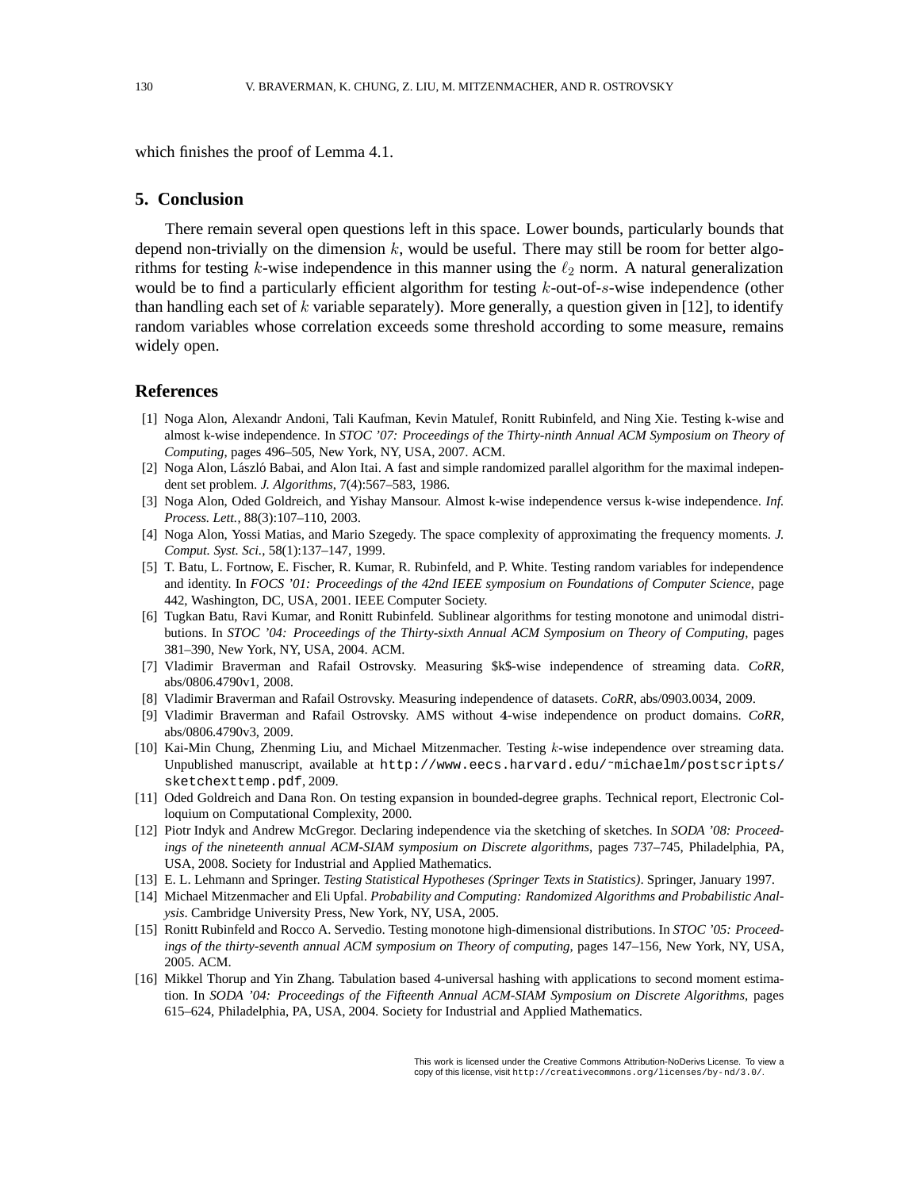which finishes the proof of Lemma 4.1.

## 5. Conclusion

There remain several open questions left in this space. Lower bounds, particularly bounds that depend non-trivially on the dimension $k$, would be useful. There may still be room for better algorithms for testing $k$-wise independence in this manner using the $\ell_2$ norm. A natural generalization would be to find a particularly efficient algorithm for testing $k$-out-of-$s$-wise independence (other than handling each set of $k$ variable separately). More generally, a question given in [12], to identify random variables whose correlation exceeds some threshold according to some measure, remains widely open.

## References

[1] Noga Alon, Alexandr Andoni, Tali Kaufman, Kevin Matulef, Ronitt Rubinfeld, and Ning Xie. Testing k-wise and almost k-wise independence. In *STOC '07: Proceedings of the Thirty-ninth Annual ACM Symposium on Theory of Computing*, pages 496–505, New York, NY, USA, 2007. ACM.

[2] Noga Alon, László Babai, and Alon Itai. A fast and simple randomized parallel algorithm for the maximal independent set problem. *J. Algorithms*, 7(4):567–583, 1986.

[3] Noga Alon, Oded Goldreich, and Yishay Mansour. Almost k-wise independence versus k-wise independence. *Inf. Process. Lett.*, 88(3):107–110, 2003.

[4] Noga Alon, Yossi Matias, and Mario Szegedy. The space complexity of approximating the frequency moments. *J. Comput. Syst. Sci.*, 58(1):137–147, 1999.

[5] T. Batu, L. Fortnow, E. Fischer, R. Kumar, R. Rubinfeld, and P. White. Testing random variables for independence and identity. In *FOCS '01: Proceedings of the 42nd IEEE symposium on Foundations of Computer Science*, page 442, Washington, DC, USA, 2001. IEEE Computer Society.

[6] Tugkan Batu, Ravi Kumar, and Ronitt Rubinfeld. Sublinear algorithms for testing monotone and unimodal distributions. In *STOC '04: Proceedings of the Thirty-sixth Annual ACM Symposium on Theory of Computing*, pages 381–390, New York, NY, USA, 2004. ACM.

[7] Vladimir Braverman and Rafail Ostrovsky. Measuring $k$-wise independence of streaming data. *CoRR*, abs/0806.4790v1, 2008.

[8] Vladimir Braverman and Rafail Ostrovsky. Measuring independence of datasets. *CoRR*, abs/0903.0034, 2009.

[9] Vladimir Braverman and Rafail Ostrovsky. AMS without 4-wise independence on product domains. *CoRR*, abs/0806.4790v3, 2009.

[10] Kai-Min Chung, Zhenming Liu, and Michael Mitzenmacher. Testing $k$-wise independence over streaming data. Unpublished manuscript, available at http://www.eecs.harvard.edu/~michaelm/postscripts/sketchexttemp.pdf, 2009.

[11] Oded Goldreich and Dana Ron. On testing expansion in bounded-degree graphs. Technical report, Electronic Colloquium on Computational Complexity, 2000.

[12] Piotr Indyk and Andrew McGregor. Declaring independence via the sketching of sketches. In *SODA '08: Proceedings of the nineteenth annual ACM-SIAM symposium on Discrete algorithms*, pages 737–745, Philadelphia, PA, USA, 2008. Society for Industrial and Applied Mathematics.

[13] E. L. Lehmann and Springer. *Testing Statistical Hypotheses (Springer Texts in Statistics)*. Springer, January 1997.

[14] Michael Mitzenmacher and Eli Upfal. *Probability and Computing: Randomized Algorithms and Probabilistic Analysis*. Cambridge University Press, New York, NY, USA, 2005.

[15] Ronitt Rubinfeld and Rocco A. Servedio. Testing monotone high-dimensional distributions. In *STOC '05: Proceedings of the thirty-seventh annual ACM symposium on Theory of computing*, pages 147–156, New York, NY, USA, 2005. ACM.

[16] Mikkel Thorup and Yin Zhang. Tabulation based 4-universal hashing with applications to second moment estimation. In *SODA '04: Proceedings of the Fifteenth Annual ACM-SIAM Symposium on Discrete Algorithms*, pages 615–624, Philadelphia, PA, USA, 2004. Society for Industrial and Applied Mathematics.

This work is licensed under the Creative Commons Attribution-NoDerivs License. To view a copy of this license, visit http://creativecommons.org/licenses/by-nd/3.0/.